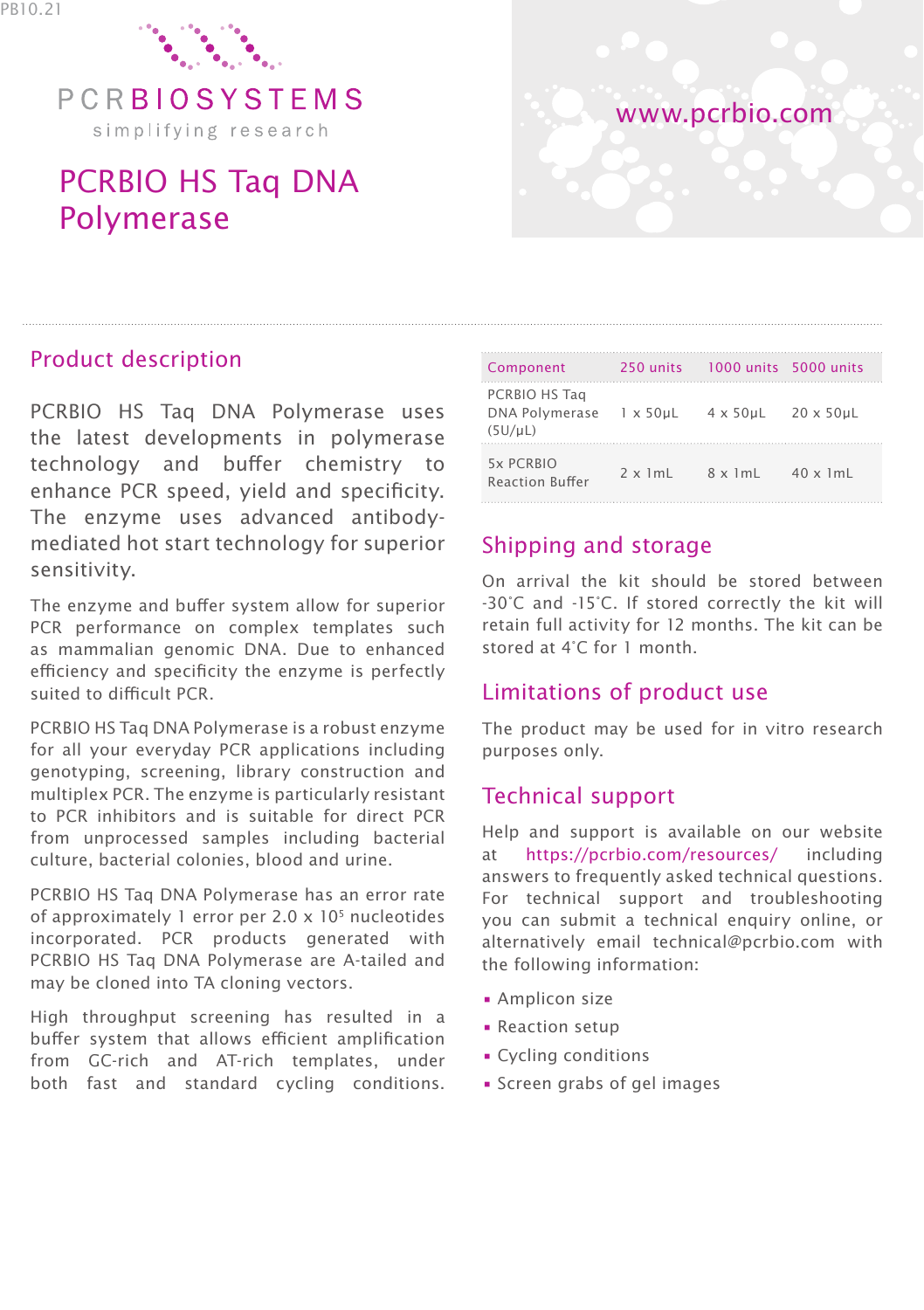PB10.21

PCRBIOSYSTEMS

simplifying research

www.pcrbio.com

# PCRBIO HS Taq DNA Polymerase

## Product description

PCRBIO HS Taq DNA Polymerase uses the latest developments in polymerase technology and buffer chemistry to enhance PCR speed, yield and specificity. The enzyme uses advanced antibody-mediated hot start technology for superior sensitivity.

The enzyme and buffer system allow for superior PCR performance on complex templates such as mammalian genomic DNA. Due to enhanced efficiency and specificity the enzyme is perfectly suited to difficult PCR.

PCRBIO HS Taq DNA Polymerase is a robust enzyme for all your everyday PCR applications including genotyping, screening, library construction and multiplex PCR. The enzyme is particularly resistant to PCR inhibitors and is suitable for direct PCR from unprocessed samples including bacterial culture, bacterial colonies, blood and urine.

PCRBIO HS Taq DNA Polymerase has an error rate of approximately 1 error per 2.0 x $10^5$ nucleotides incorporated. PCR products generated with PCRBIO HS Taq DNA Polymerase are A-tailed and may be cloned into TA cloning vectors.

High throughput screening has resulted in a buffer system that allows efficient amplification from GC-rich and AT-rich templates, under both fast and standard cycling conditions.

| Component | 250 units | 1000 units | 5000 units |
|---|---|---|---|
| PCRBIO HS Taq DNA Polymerase (5U/µL) | 1 x 50µL | 4 x 50µL | 20 x 50µL |
| 5x PCRBIO Reaction Buffer | 2 x 1mL | 8 x 1mL | 40 x 1mL |

## Shipping and storage

On arrival the kit should be stored between -30°C and -15°C. If stored correctly the kit will retain full activity for 12 months. The kit can be stored at 4°C for 1 month.

## Limitations of product use

The product may be used for in vitro research purposes only.

## Technical support

Help and support is available on our website at https://pcrbio.com/resources/ including answers to frequently asked technical questions. For technical support and troubleshooting you can submit a technical enquiry online, or alternatively email technical@pcrbio.com with the following information:

- Amplicon size
- Reaction setup
- Cycling conditions
- Screen grabs of gel images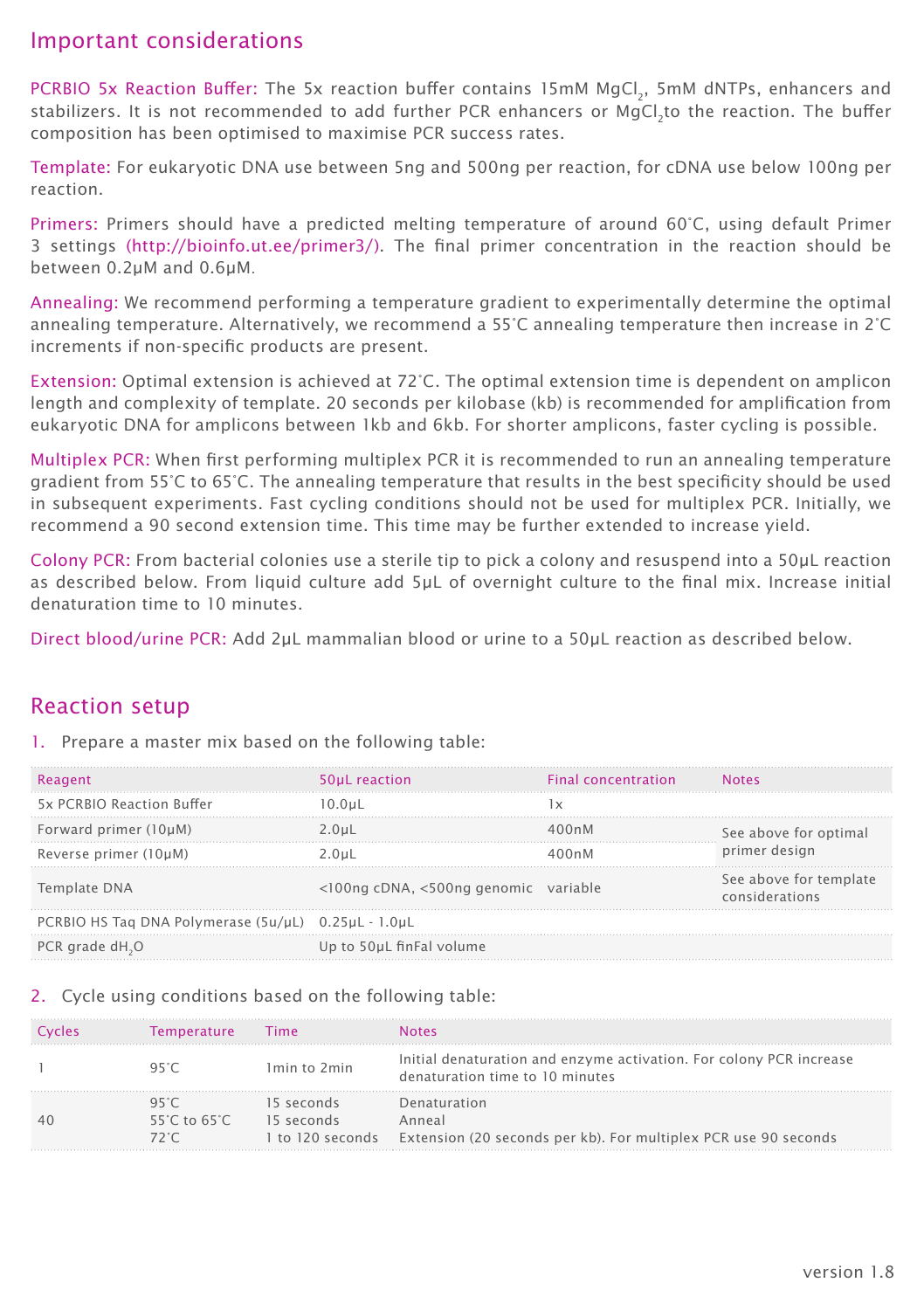## Important considerations

PCRBIO 5x Reaction Buffer: The 5x reaction buffer contains 15mM $MgCl_2$, 5mM dNTPs, enhancers and stabilizers. It is not recommended to add further PCR enhancers or $MgCl_2$ to the reaction. The buffer composition has been optimised to maximise PCR success rates.

Template: For eukaryotic DNA use between 5ng and 500ng per reaction, for cDNA use below 100ng per reaction.

Primers: Primers should have a predicted melting temperature of around 60°C, using default Primer 3 settings (http://bioinfo.ut.ee/primer3/). The final primer concentration in the reaction should be between 0.2μM and 0.6μM.

Annealing: We recommend performing a temperature gradient to experimentally determine the optimal annealing temperature. Alternatively, we recommend a 55°C annealing temperature then increase in 2°C increments if non-specific products are present.

Extension: Optimal extension is achieved at 72°C. The optimal extension time is dependent on amplicon length and complexity of template. 20 seconds per kilobase (kb) is recommended for amplification from eukaryotic DNA for amplicons between 1kb and 6kb. For shorter amplicons, faster cycling is possible.

Multiplex PCR: When first performing multiplex PCR it is recommended to run an annealing temperature gradient from 55°C to 65°C. The annealing temperature that results in the best specificity should be used in subsequent experiments. Fast cycling conditions should not be used for multiplex PCR. Initially, we recommend a 90 second extension time. This time may be further extended to increase yield.

Colony PCR: From bacterial colonies use a sterile tip to pick a colony and resuspend into a 50μL reaction as described below. From liquid culture add 5μL of overnight culture to the final mix. Increase initial denaturation time to 10 minutes.

Direct blood/urine PCR: Add 2μL mammalian blood or urine to a 50μL reaction as described below.

## Reaction setup

1. Prepare a master mix based on the following table:

| Reagent | 50μL reaction | Final concentration | Notes |
|---|---|---|---|
| 5x PCRBIO Reaction Buffer | 10.0μL | 1x | |
| Forward primer (10μM) | 2.0μL | 400nM | See above for optimal primer design |
| Reverse primer (10μM) | 2.0μL | 400nM | |
| Template DNA | <100ng cDNA, <500ng genomic | variable | See above for template considerations |
| PCRBIO HS Taq DNA Polymerase (5u/μL) | 0.25μL - 1.0μL | | |
| PCR grade $dH_2O$ | Up to 50μL finFal volume | | |

2. Cycle using conditions based on the following table:

| Cycles | Temperature | Time | Notes |
|---|---|---|---|
| 1 | 95°C | 1min to 2min | Initial denaturation and enzyme activation. For colony PCR increase denaturation time to 10 minutes |
| 40 | 95°C<br>55°C to 65°C<br>72°C | 15 seconds<br>15 seconds<br>1 to 120 seconds | Denaturation<br>Anneal<br>Extension (20 seconds per kb). For multiplex PCR use 90 seconds |

version 1.8